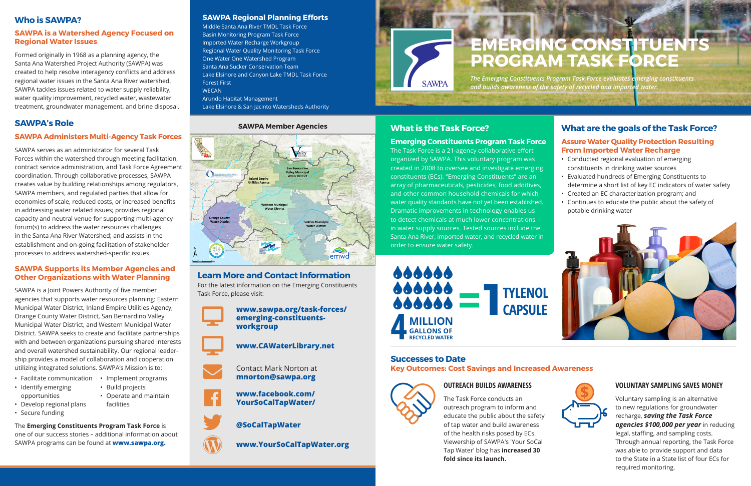## Who is SAWPA?

### SAWPA is a Watershed Agency Focused on Regional Water Issues

Formed originally in 1968 as a planning agency, the Santa Ana Watershed Project Authority (SAWPA) was created to help resolve interagency conflicts and address regional water issues in the Santa Ana River watershed. SAWPA tackles issues related to water supply reliability, water quality improvement, recycled water, wastewater treatment, groundwater management, and brine disposal.

## SAWPA's Role

### SAWPA Administers Multi-Agency Task Forces

SAWPA serves as an administrator for several Task Forces within the watershed through meeting facilitation, contract service administration, and Task Force Agreement coordination. Through collaborative processes, SAWPA creates value by building relationships among regulators, SAWPA members, and regulated parties that allow for economies of scale, reduced costs, or increased benefits in addressing water related issues; provides regional capacity and neutral venue for supporting multi-agency forum(s) to address the water resources challenges in the Santa Ana River Watershed; and assists in the establishment and on-going facilitation of stakeholder processes to address watershed-specific issues.

### SAWPA Supports its Member Agencies and Other Organizations with Water Planning

SAWPA is a Joint Powers Authority of five member agencies that supports water resources planning: Eastern Municipal Water District, Inland Empire Utilities Agency, Orange County Water District, San Bernardino Valley Municipal Water District, and Western Municipal Water District. SAWPA seeks to create and facilitate partnerships with and between organizations pursuing shared interests and overall watershed sustainability. Our regional leadership provides a model of collaboration and cooperation utilizing integrated solutions. SAWPA's Mission is to:

- Facilitate communication
- Identify emerging opportunities
- Develop regional plans
- Secure funding
- Implement programs
- Build projects
- Operate and maintain facilities

The **Emerging Constituents Program Task Force** is one of our success stories – additional information about SAWPA programs can be found at **www.sawpa.org.**

## SAWPA Regional Planning Efforts

- Middle Santa Ana River TMDL Task Force
- Basin Monitoring Program Task Force
- Imported Water Recharge Workgroup
- Regional Water Quality Monitoring Task Force
- One Water One Watershed Program
- Santa Ana Sucker Conservation Team
- Lake Elsinore and Canyon Lake TMDL Task Force
- Forest First
- WECAN
- Arundo Habitat Management
- Lake Elsinore & San Jacinto Watersheds Authority

**SAWPA Member Agencies**

## Learn More and Contact Information

For the latest information on the Emerging Constituents Task Force, please visit:

- **www.sawpa.org/task-forces/emerging-constituents-workgroup**
- **www.CAWaterLibrary.net**
- Contact Mark Norton at **mnorton@sawpa.org**
- **www.facebook.com/YourSoCalTapWater/**
- **@SoCalTapWater**
- **www.YourSoCalTapWater.org**

# EMERGING CONSTITUENTS PROGRAM TASK FORCE

*The Emerging Constituents Program Task Force evaluates emerging constituents and builds awareness of the safety of recycled and imported water.*

## What is the Task Force?

### Emerging Constituents Program Task Force

The Task Force is a 21-agency collaborative effort organized by SAWPA. This voluntary program was created in 2008 to oversee and investigate emerging constituents (ECs). "Emerging Constituents" are an array of pharmaceuticals, pesticides, food additives, and other common household chemicals for which water quality standards have not yet been established. Dramatic improvements in technology enables us to detect chemicals at much lower concentrations in water supply sources. Tested sources include the Santa Ana River, imported water, and recycled water in order to ensure water safety.

**4 MILLION GALLONS OF RECYCLED WATER = 1 TYLENOL CAPSULE**

## What are the goals of the Task Force?

### Assure Water Quality Protection Resulting From Imported Water Recharge

- Conducted regional evaluation of emerging constituents in drinking water sources
- Evaluated hundreds of Emerging Constituents to determine a short list of key EC indicators of water safety
- Created an EC characterization program; and
- Continues to educate the public about the safety of potable drinking water

## Successes to Date

### Key Outcomes: Cost Savings and Increased Awareness

#### OUTREACH BUILDS AWARENESS

The Task Force conducts an outreach program to inform and educate the public about the safety of tap water and build awareness of the health risks posed by ECs. Viewership of SAWPA's 'Your SoCal Tap Water' blog has **increased 30 fold since its launch.**

#### VOLUNTARY SAMPLING SAVES MONEY

Voluntary sampling is an alternative to new regulations for groundwater recharge, ***saving the Task Force agencies $100,000 per year*** in reducing legal, staffing, and sampling costs. Through annual reporting, the Task Force was able to provide support and data to the State in a State list of four ECs for required monitoring.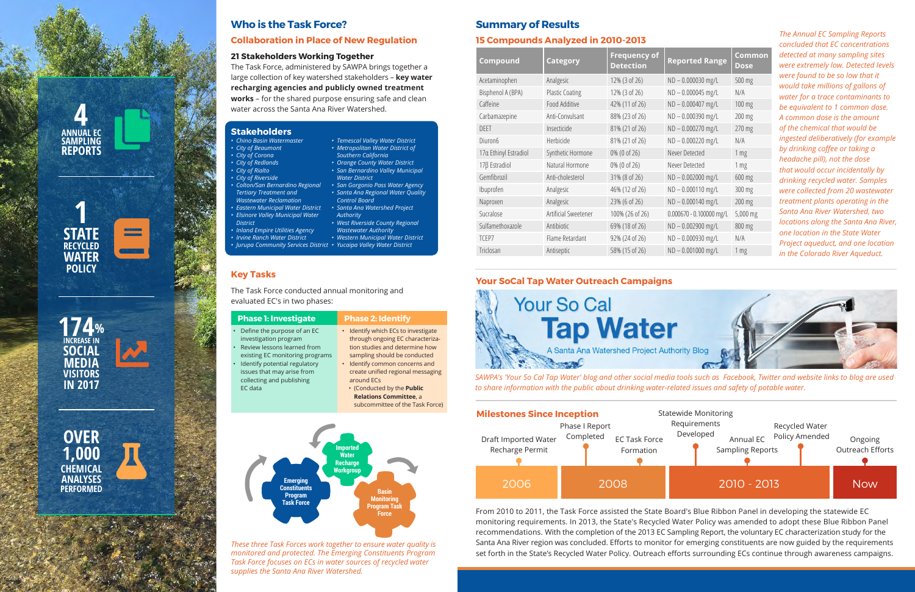**4** ANNUAL EC SAMPLING REPORTS

**1** STATE RECYCLED WATER POLICY

**174%** INCREASE IN SOCIAL MEDIA VISITORS IN 2017

**OVER 1,000** CHEMICAL ANALYSES PERFORMED

## Who is the Task Force?

### Collaboration in Place of New Regulation

**21 Stakeholders Working Together**

The Task Force, administered by SAWPA brings together a large collection of key watershed stakeholders – **key water recharging agencies and publicly owned treatment works** – for the shared purpose ensuring safe and clean water across the Santa Ana River Watershed.

### Stakeholders

- *Chino Basin Watermaster*
- *City of Beaumont*
- *City of Corona*
- *City of Redlands*
- *City of Rialto*
- *City of Riverside*
- *Colton/San Bernardino Regional Tertiary Treatment and Wastewater Reclamation*
- *Eastern Municipal Water District*
- *Elsinore Valley Municipal Water District*
- *Inland Empire Utilities Agency*
- *Irvine Ranch Water District*
- *Jurupa Community Services District*
- *Temescal Valley Water District*
- *Metropolitan Water District of Southern California*
- *Orange County Water District*
- *San Bernardino Valley Municipal Water District*
- *San Gorgonio Pass Water Agency*
- *Santa Ana Regional Water Quality Control Board*
- *Santa Ana Watershed Project Authority*
- *West Riverside County Regional Wastewater Authority*
- *Western Municipal Water District*
- *Yucaipa Valley Water District*

### Key Tasks

The Task Force conducted annual monitoring and evaluated EC's in two phases:

| Phase 1: Investigate | Phase 2: Identify |
|---|---|
| • Define the purpose of an EC investigation program<br>• Review lessons learned from existing EC monitoring programs<br>• Identify potential regulatory issues that may arise from collecting and publishing EC data | • Identify which ECs to investigate through ongoing EC characterization studies and determine how sampling should be conducted<br>• Identify common concerns and create unified regional messaging around ECs<br>• (Conducted by the **Public Relations Committee**, a subcommittee of the Task Force) |

Imported Water Recharge Workgroup — Emerging Constituents Program Task Force — Basin Monitoring Program Task Force

*These three Task Forces work together to ensure water quality is monitored and protected. The Emerging Constituents Program Task Force focuses on ECs in water sources of recycled water supplies the Santa Ana River Watershed.*

## Summary of Results

### 15 Compounds Analyzed in 2010-2013

| Compound | Category | Frequency of Detection | Reported Range | Common Dose |
|---|---|---|---|---|
| Acetaminophen | Analgesic | 12% (3 of 26) | ND – 0.000030 mg/L | 500 mg |
| Bisphenol A (BPA) | Plastic Coating | 12% (3 of 26) | ND – 0.000045 mg/L | N/A |
| Caffeine | Food Additive | 42% (11 of 26) | ND – 0.000407 mg/L | 100 mg |
| Carbamazepine | Anti-Convulsant | 88% (23 of 26) | ND – 0.000390 mg/L | 200 mg |
| DEET | Insecticide | 81% (21 of 26) | ND – 0.000270 mg/L | 270 mg |
| Diuron6 | Herbicide | 81% (21 of 26) | ND – 0.000220 mg/L | N/A |
| 17α Ethinyl Estradiol | Synthetic Hormone | 0% (0 of 26) | Never Detected | 1 mg |
| 17β Estradiol | Natural Hormone | 0% (0 of 26) | Never Detected | 1 mg |
| Gemfibrozil | Anti-cholesterol | 31% (8 of 26) | ND – 0.002000 mg/L | 600 mg |
| Ibuprofen | Analgesic | 46% (12 of 26) | ND – 0.000110 mg/L | 300 mg |
| Naproxen | Analgesic | 23% (6 of 26) | ND – 0.000140 mg/L | 200 mg |
| Sucralose | Artificial Sweetener | 100% (26 of 26) | 0.000670 - 0.100000 mg/L | 5,000 mg |
| Sulfamethoxazole | Antibiotic | 69% (18 of 26) | ND – 0.002900 mg/L | 800 mg |
| TCEP7 | Flame Retardant | 92% (24 of 26) | ND – 0.000930 mg/L | N/A |
| Triclosan | Antiseptic | 58% (15 of 26) | ND – 0.001000 mg/L | 1 mg |

*The Annual EC Sampling Reports concluded that EC concentrations detected at many sampling sites were extremely low. Detected levels were found to be so low that it would take millions of gallons of water for a trace contaminants to be equivalent to 1 common dose. A common dose is the amount of the chemical that would be ingested deliberatively (for example by drinking coffee or taking a headache pill), not the dose that would occur incidentally by drinking recycled water. Samples were collected from 20 wastewater treatment plants operating in the Santa Ana River Watershed, two locations along the Santa Ana River, one location in the State Water Project aqueduct, and one location in the Colorado River Aqueduct.*

### Your SoCal Tap Water Outreach Campaigns

Your So Cal **Tap Water** — A Santa Ana Watershed Project Authority Blog

*SAWPA's 'Your So Cal Tap Water' blog and other social media tools such as Facebook, Twitter and website links to blog are used to share information with the public about drinking water-related issues and safety of potable water.*

### Milestones Since Inception

- **2006**: Draft Imported Water Recharge Permit
- **2008**: Phase I Report Completed; EC Task Force Formation
- **2010 - 2013**: Statewide Monitoring Requirements Developed; Annual EC Sampling Reports; Recycled Water Policy Amended
- **Now**: Ongoing Outreach Efforts

From 2010 to 2011, the Task Force assisted the State Board's Blue Ribbon Panel in developing the statewide EC monitoring requirements. In 2013, the State's Recycled Water Policy was amended to adopt these Blue Ribbon Panel recommendations. With the completion of the 2013 EC Sampling Report, the voluntary EC characterization study for the Santa Ana River region was concluded. Efforts to monitor for emerging constituents are now guided by the requirements set forth in the State's Recycled Water Policy. Outreach efforts surrounding ECs continue through awareness campaigns.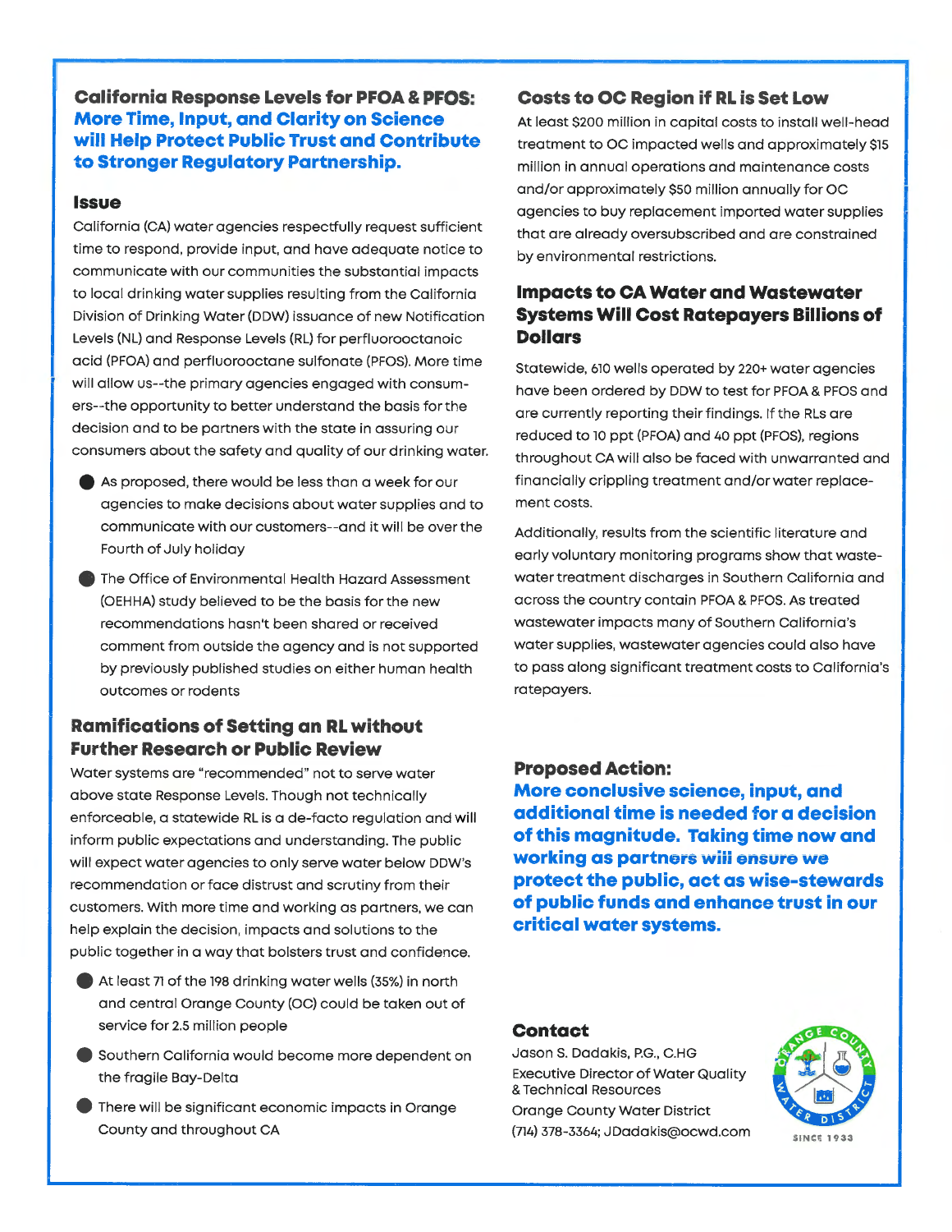## California Response Levels for PFOA & PFOS: More Time, Input, and Clarity on Science will Help Protect Public Trust and Contribute to Stronger Regulatory Partnership.

### Issue

California (CA) water agencies respectfully request sufficient time to respond, provide input, and have adequate notice to communicate with our communities the substantial impacts to local drinking water supplies resulting from the California Division of Drinking Water (DDW) issuance of new Notification Levels (NL) and Response Levels (RL) for perfluorooctanoic acid (PFOA) and perfluorooctane sulfonate (PFOS). More time will allow us--the primary agencies engaged with consumers--the opportunity to better understand the basis for the decision and to be partners with the state in assuring our consumers about the safety and quality of our drinking water.

- As proposed, there would be less than a week for our agencies to make decisions about water supplies and to communicate with our customers--and it will be over the Fourth of July holiday
- The Office of Environmental Health Hazard Assessment (OEHHA) study believed to be the basis for the new recommendations hasn't been shared or received comment from outside the agency and is not supported by previously published studies on either human health outcomes or rodents

### Ramifications of Setting an RL without Further Research or Public Review

Water systems are "recommended" not to serve water above state Response Levels. Though not technically enforceable, a statewide RL is a de-facto regulation and will inform public expectations and understanding. The public will expect water agencies to only serve water below DDW's recommendation or face distrust and scrutiny from their customers. With more time and working as partners, we can help explain the decision, impacts and solutions to the public together in a way that bolsters trust and confidence.

- At least 71 of the 198 drinking water wells (35%) in north and central Orange County (OC) could be taken out of service for 2.5 million people
- Southern California would become more dependent on the fragile Bay-Delta
- There will be significant economic impacts in Orange County and throughout CA

### Costs to OC Region if RL is Set Low

At least $200 million in capital costs to install well-head treatment to OC impacted wells and approximately $15 million in annual operations and maintenance costs and/or approximately $50 million annually for OC agencies to buy replacement imported water supplies that are already oversubscribed and are constrained by environmental restrictions.

### Impacts to CA Water and Wastewater Systems Will Cost Ratepayers Billions of Dollars

Statewide, 610 wells operated by 220+ water agencies have been ordered by DDW to test for PFOA & PFOS and are currently reporting their findings. If the RLs are reduced to 10 ppt (PFOA) and 40 ppt (PFOS), regions throughout CA will also be faced with unwarranted and financially crippling treatment and/or water replacement costs.

Additionally, results from the scientific literature and early voluntary monitoring programs show that wastewater treatment discharges in Southern California and across the country contain PFOA & PFOS. As treated wastewater impacts many of Southern California's water supplies, wastewater agencies could also have to pass along significant treatment costs to California's ratepayers.

### Proposed Action:

**More conclusive science, input, and additional time is needed for a decision of this magnitude. Taking time now and working as partners will ensure we protect the public, act as wise-stewards of public funds and enhance trust in our critical water systems.**

### Contact

Jason S. Dadakis, P.G., C.HG
Executive Director of Water Quality & Technical Resources
Orange County Water District
(714) 378-3364; JDadakis@ocwd.com

ORANGE COUNTY WATER DISTRICT SINCE 1933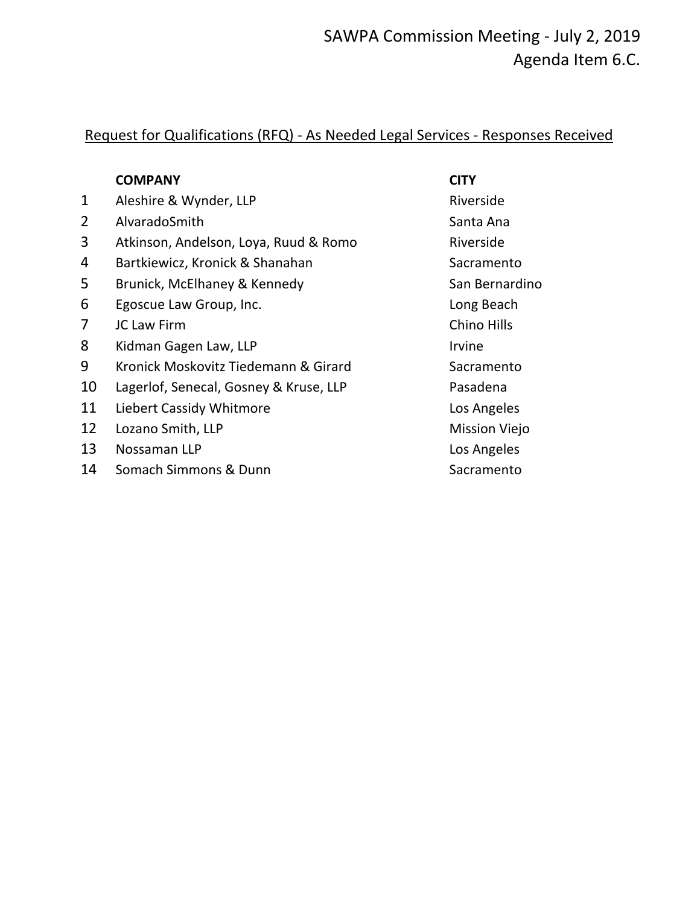SAWPA Commission Meeting - July 2, 2019
Agenda Item 6.C.

Request for Qualifications (RFQ) - As Needed Legal Services - Responses Received

| | COMPANY | CITY |
|---|---|---|
| 1 | Aleshire & Wynder, LLP | Riverside |
| 2 | AlvaradoSmith | Santa Ana |
| 3 | Atkinson, Andelson, Loya, Ruud & Romo | Riverside |
| 4 | Bartkiewicz, Kronick & Shanahan | Sacramento |
| 5 | Brunick, McElhaney & Kennedy | San Bernardino |
| 6 | Egoscue Law Group, Inc. | Long Beach |
| 7 | JC Law Firm | Chino Hills |
| 8 | Kidman Gagen Law, LLP | Irvine |
| 9 | Kronick Moskovitz Tiedemann & Girard | Sacramento |
| 10 | Lagerlof, Senecal, Gosney & Kruse, LLP | Pasadena |
| 11 | Liebert Cassidy Whitmore | Los Angeles |
| 12 | Lozano Smith, LLP | Mission Viejo |
| 13 | Nossaman LLP | Los Angeles |
| 14 | Somach Simmons & Dunn | Sacramento |